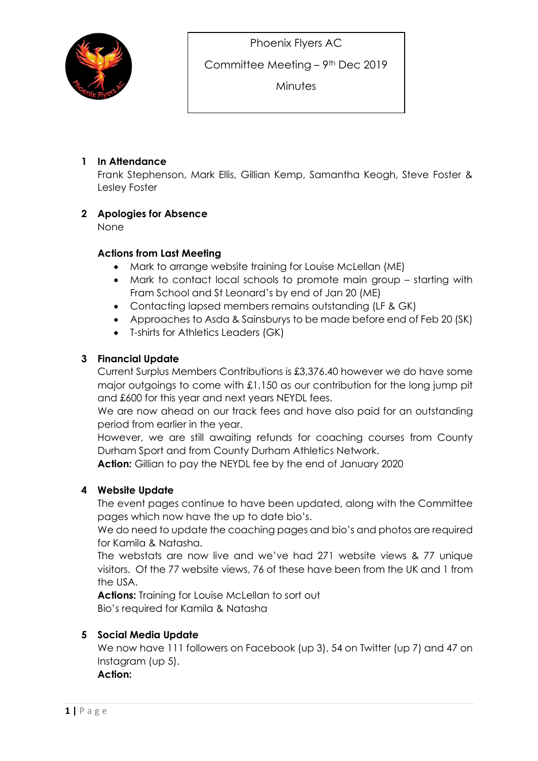Phoenix Flyers AC

Committee Meeting – 9th Dec 2019

Minutes

## 1 In Attendance

Frank Stephenson, Mark Ellis, Gillian Kemp, Samantha Keogh, Steve Foster & Lesley Foster

## 2 Apologies for Absence

None

### Actions from Last Meeting

- Mark to arrange website training for Louise McLellan (ME)
- Mark to contact local schools to promote main group – starting with Fram School and St Leonard's by end of Jan 20 (ME)
- Contacting lapsed members remains outstanding (LF & GK)
- Approaches to Asda & Sainsburys to be made before end of Feb 20 (SK)
- T-shirts for Athletics Leaders (GK)

## 3 Financial Update

Current Surplus Members Contributions is £3,376.40 however we do have some major outgoings to come with £1,150 as our contribution for the long jump pit and £600 for this year and next years NEYDL fees.

We are now ahead on our track fees and have also paid for an outstanding period from earlier in the year.

However, we are still awaiting refunds for coaching courses from County Durham Sport and from County Durham Athletics Network.

**Action:** Gillian to pay the NEYDL fee by the end of January 2020

## 4 Website Update

The event pages continue to have been updated, along with the Committee pages which now have the up to date bio's.

We do need to update the coaching pages and bio's and photos are required for Kamila & Natasha.

The webstats are now live and we've had 271 website views & 77 unique visitors. Of the 77 website views, 76 of these have been from the UK and 1 from the USA.

**Actions:** Training for Louise McLellan to sort out

Bio's required for Kamila & Natasha

## 5 Social Media Update

We now have 111 followers on Facebook (up 3), 54 on Twitter (up 7) and 47 on Instagram (up 5).

**Action:**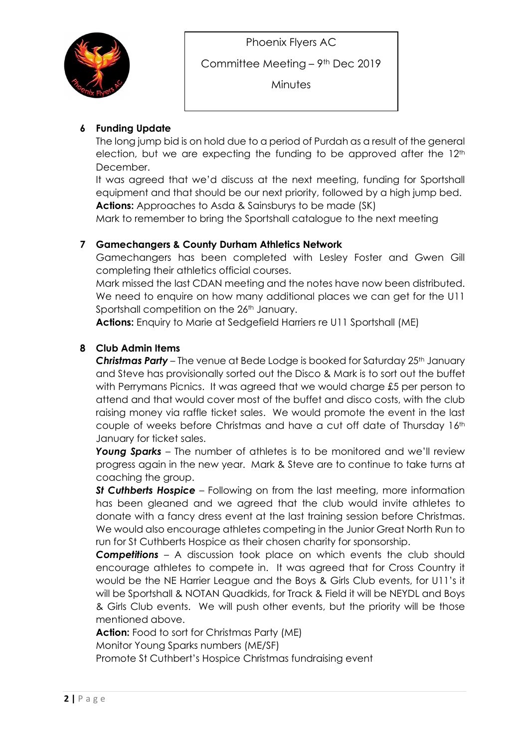Phoenix Flyers AC

Committee Meeting – 9th Dec 2019

Minutes

## 6 Funding Update

The long jump bid is on hold due to a period of Purdah as a result of the general election, but we are expecting the funding to be approved after the 12th December.

It was agreed that we'd discuss at the next meeting, funding for Sportshall equipment and that should be our next priority, followed by a high jump bed.

**Actions:** Approaches to Asda & Sainsburys to be made (SK)

Mark to remember to bring the Sportshall catalogue to the next meeting

## 7 Gamechangers & County Durham Athletics Network

Gamechangers has been completed with Lesley Foster and Gwen Gill completing their athletics official courses.

Mark missed the last CDAN meeting and the notes have now been distributed. We need to enquire on how many additional places we can get for the U11 Sportshall competition on the 26th January.

**Actions:** Enquiry to Marie at Sedgefield Harriers re U11 Sportshall (ME)

## 8 Club Admin Items

***Christmas Party*** – The venue at Bede Lodge is booked for Saturday 25th January and Steve has provisionally sorted out the Disco & Mark is to sort out the buffet with Perrymans Picnics. It was agreed that we would charge £5 per person to attend and that would cover most of the buffet and disco costs, with the club raising money via raffle ticket sales. We would promote the event in the last couple of weeks before Christmas and have a cut off date of Thursday 16th January for ticket sales.

***Young Sparks*** – The number of athletes is to be monitored and we'll review progress again in the new year. Mark & Steve are to continue to take turns at coaching the group.

***St Cuthberts Hospice*** – Following on from the last meeting, more information has been gleaned and we agreed that the club would invite athletes to donate with a fancy dress event at the last training session before Christmas. We would also encourage athletes competing in the Junior Great North Run to run for St Cuthberts Hospice as their chosen charity for sponsorship.

***Competitions*** – A discussion took place on which events the club should encourage athletes to compete in. It was agreed that for Cross Country it would be the NE Harrier League and the Boys & Girls Club events, for U11's it will be Sportshall & NOTAN Quadkids, for Track & Field it will be NEYDL and Boys & Girls Club events. We will push other events, but the priority will be those mentioned above.

**Action:** Food to sort for Christmas Party (ME)

Monitor Young Sparks numbers (ME/SF)

Promote St Cuthbert's Hospice Christmas fundraising event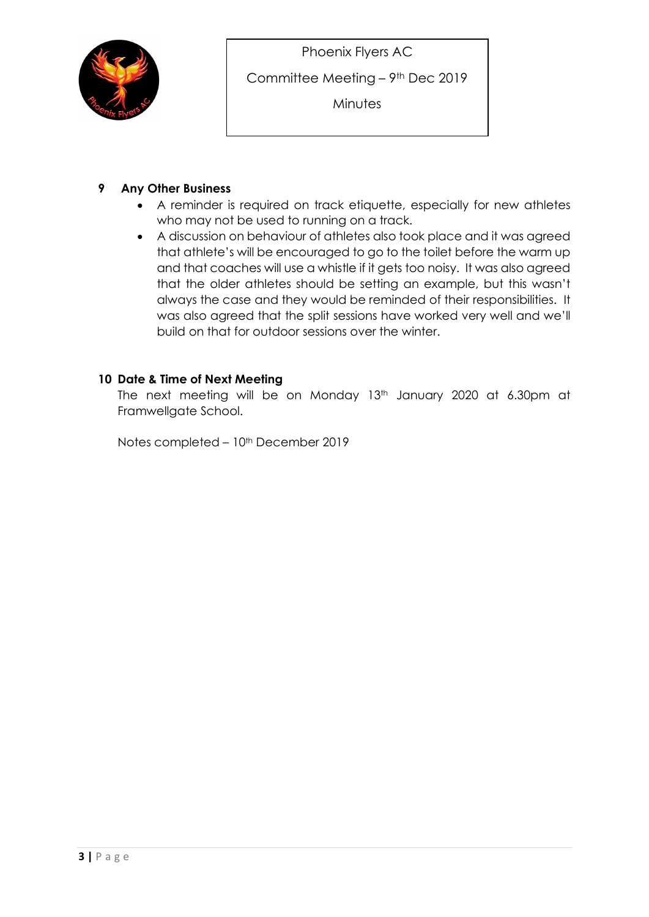Phoenix Flyers AC

Committee Meeting – 9th Dec 2019

Minutes

## 9 Any Other Business

- A reminder is required on track etiquette, especially for new athletes who may not be used to running on a track.
- A discussion on behaviour of athletes also took place and it was agreed that athlete's will be encouraged to go to the toilet before the warm up and that coaches will use a whistle if it gets too noisy. It was also agreed that the older athletes should be setting an example, but this wasn't always the case and they would be reminded of their responsibilities. It was also agreed that the split sessions have worked very well and we'll build on that for outdoor sessions over the winter.

## 10 Date & Time of Next Meeting

The next meeting will be on Monday 13th January 2020 at 6.30pm at Framwellgate School.

Notes completed – 10th December 2019